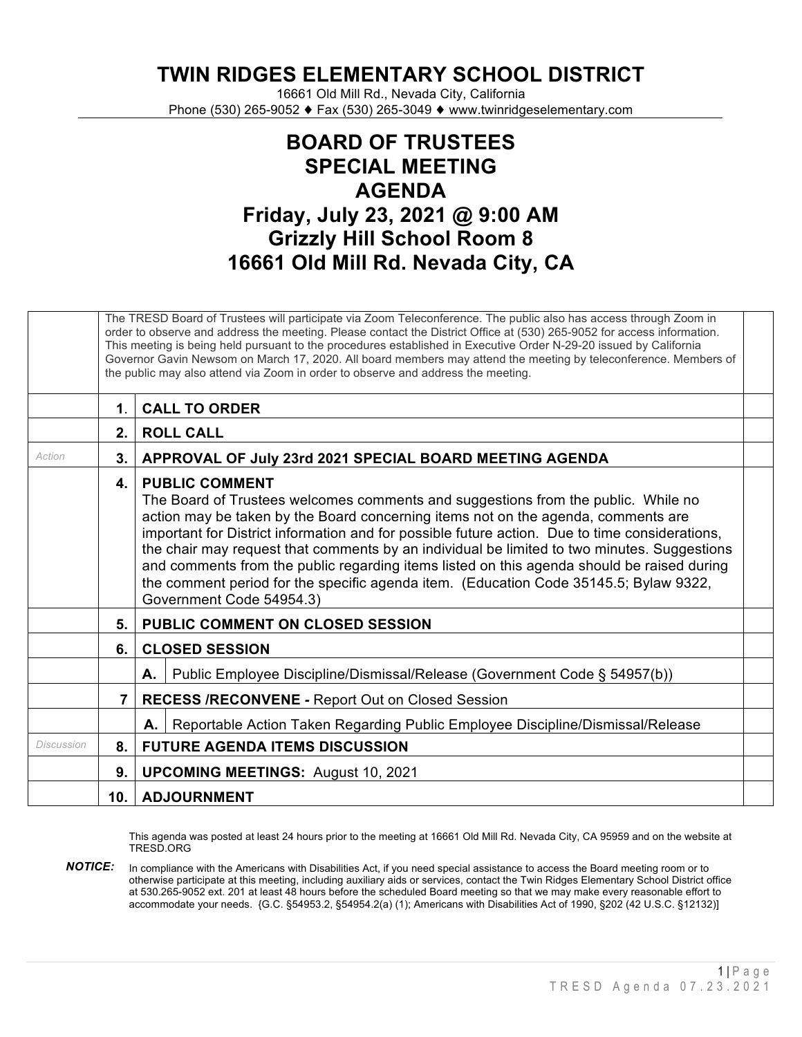# TWIN RIDGES ELEMENTARY SCHOOL DISTRICT

16661 Old Mill Rd., Nevada City, California
Phone (530) 265-9052 ♦ Fax (530) 265-3049 ♦ www.twinridgeselementary.com

## BOARD OF TRUSTEES
## SPECIAL MEETING
## AGENDA
## Friday, July 23, 2021 @ 9:00 AM
## Grizzly Hill School Room 8
## 16661 Old Mill Rd. Nevada City, CA

| | | | | |
|---|---|---|---|---|
| | The TRESD Board of Trustees will participate via Zoom Teleconference. The public also has access through Zoom in order to observe and address the meeting. Please contact the District Office at (530) 265-9052 for access information. This meeting is being held pursuant to the procedures established in Executive Order N-29-20 issued by California Governor Gavin Newsom on March 17, 2020. All board members may attend the meeting by teleconference. Members of the public may also attend via Zoom in order to observe and address the meeting. | | | |
| | **1**. | **CALL TO ORDER** | | |
| | **2.** | **ROLL CALL** | | |
| *Action* | **3.** | **APPROVAL OF July 23rd 2021 SPECIAL BOARD MEETING AGENDA** | | |
| | **4.** | **PUBLIC COMMENT**<br>The Board of Trustees welcomes comments and suggestions from the public. While no action may be taken by the Board concerning items not on the agenda, comments are important for District information and for possible future action. Due to time considerations, the chair may request that comments by an individual be limited to two minutes. Suggestions and comments from the public regarding items listed on this agenda should be raised during the comment period for the specific agenda item. (Education Code 35145.5; Bylaw 9322, Government Code 54954.3) | | |
| | **5.** | **PUBLIC COMMENT ON CLOSED SESSION** | | |
| | **6.** | **CLOSED SESSION** | | |
| | | **A.** | Public Employee Discipline/Dismissal/Release (Government Code § 54957(b)) | |
| | **7** | **RECESS /RECONVENE -** Report Out on Closed Session | | |
| | | **A.** | Reportable Action Taken Regarding Public Employee Discipline/Dismissal/Release | |
| *Discussion* | **8.** | **FUTURE AGENDA ITEMS DISCUSSION** | | |
| | **9.** | **UPCOMING MEETINGS:** August 10, 2021 | | |
| | **10.** | **ADJOURNMENT** | | |

This agenda was posted at least 24 hours prior to the meeting at 16661 Old Mill Rd. Nevada City, CA 95959 and on the website at TRESD.ORG

***NOTICE:*** In compliance with the Americans with Disabilities Act, if you need special assistance to access the Board meeting room or to otherwise participate at this meeting, including auxiliary aids or services, contact the Twin Ridges Elementary School District office at 530.265-9052 ext. 201 at least 48 hours before the scheduled Board meeting so that we may make every reasonable effort to accommodate your needs. {G.C. §54953.2, §54954.2(a) (1); Americans with Disabilities Act of 1990, §202 (42 U.S.C. §12132)]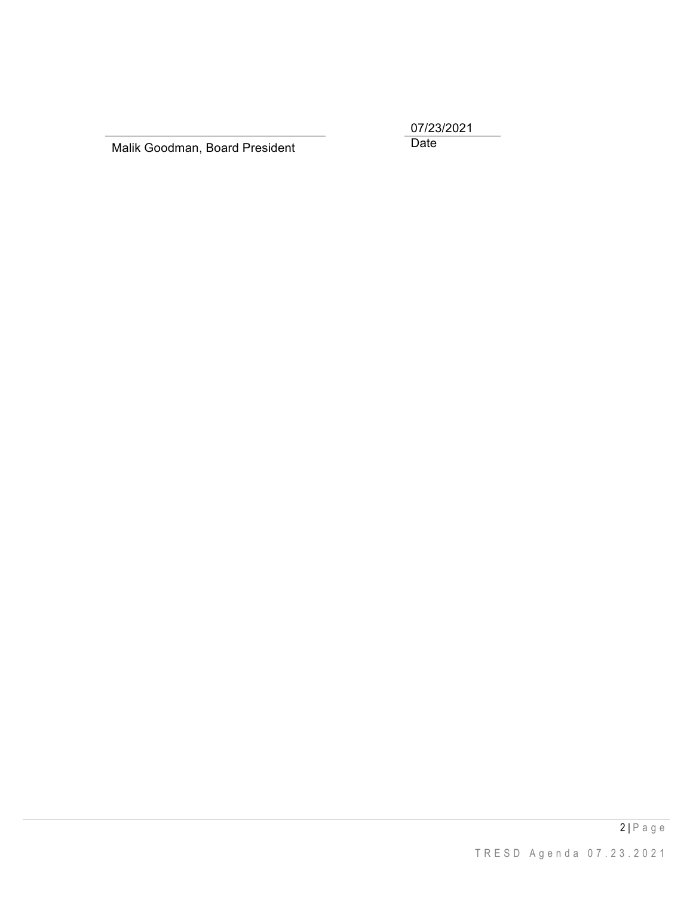Malik Goodman, Board President

07/23/2021
Date